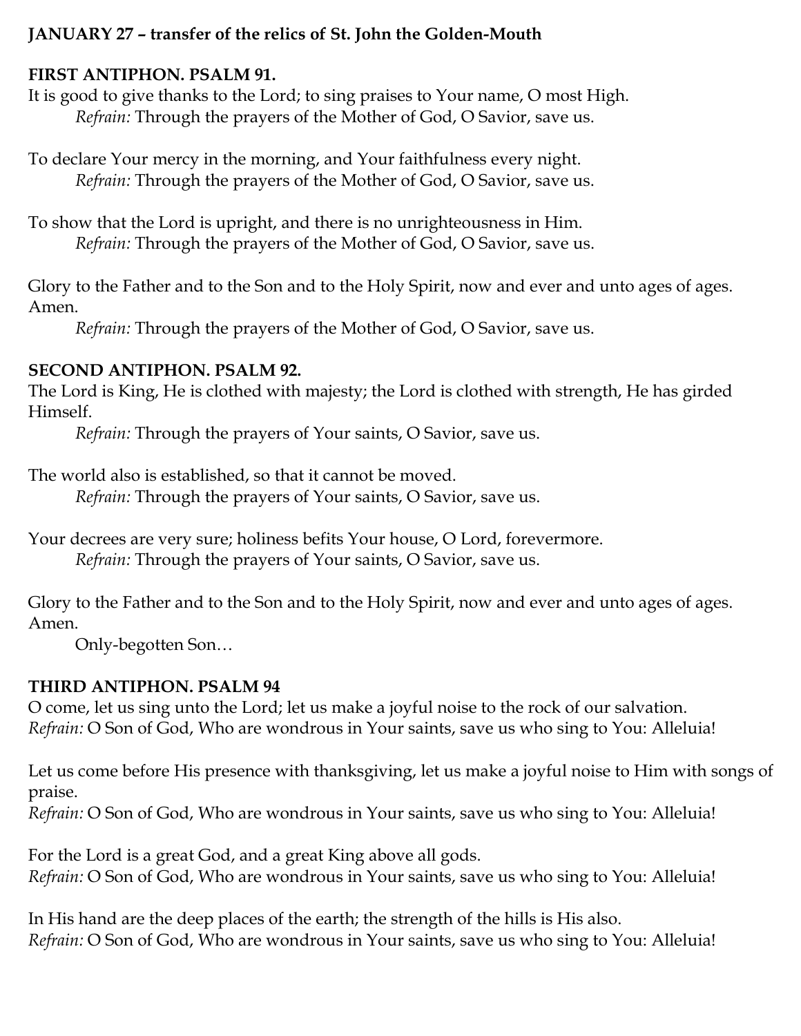**JANUARY 27 – transfer of the relics of St. John the Golden-Mouth**

**FIRST ANTIPHON. PSALM 91.**

It is good to give thanks to the Lord; to sing praises to Your name, O most High.
*Refrain:* Through the prayers of the Mother of God, O Savior, save us.

To declare Your mercy in the morning, and Your faithfulness every night.
*Refrain:* Through the prayers of the Mother of God, O Savior, save us.

To show that the Lord is upright, and there is no unrighteousness in Him.
*Refrain:* Through the prayers of the Mother of God, O Savior, save us.

Glory to the Father and to the Son and to the Holy Spirit, now and ever and unto ages of ages. Amen.
*Refrain:* Through the prayers of the Mother of God, O Savior, save us.

**SECOND ANTIPHON. PSALM 92.**

The Lord is King, He is clothed with majesty; the Lord is clothed with strength, He has girded Himself.
*Refrain:* Through the prayers of Your saints, O Savior, save us.

The world also is established, so that it cannot be moved.
*Refrain:* Through the prayers of Your saints, O Savior, save us.

Your decrees are very sure; holiness befits Your house, O Lord, forevermore.
*Refrain:* Through the prayers of Your saints, O Savior, save us.

Glory to the Father and to the Son and to the Holy Spirit, now and ever and unto ages of ages. Amen.
Only-begotten Son…

**THIRD ANTIPHON. PSALM 94**

O come, let us sing unto the Lord; let us make a joyful noise to the rock of our salvation.
*Refrain:* O Son of God, Who are wondrous in Your saints, save us who sing to You: Alleluia!

Let us come before His presence with thanksgiving, let us make a joyful noise to Him with songs of praise.
*Refrain:* O Son of God, Who are wondrous in Your saints, save us who sing to You: Alleluia!

For the Lord is a great God, and a great King above all gods.
*Refrain:* O Son of God, Who are wondrous in Your saints, save us who sing to You: Alleluia!

In His hand are the deep places of the earth; the strength of the hills is His also.
*Refrain:* O Son of God, Who are wondrous in Your saints, save us who sing to You: Alleluia!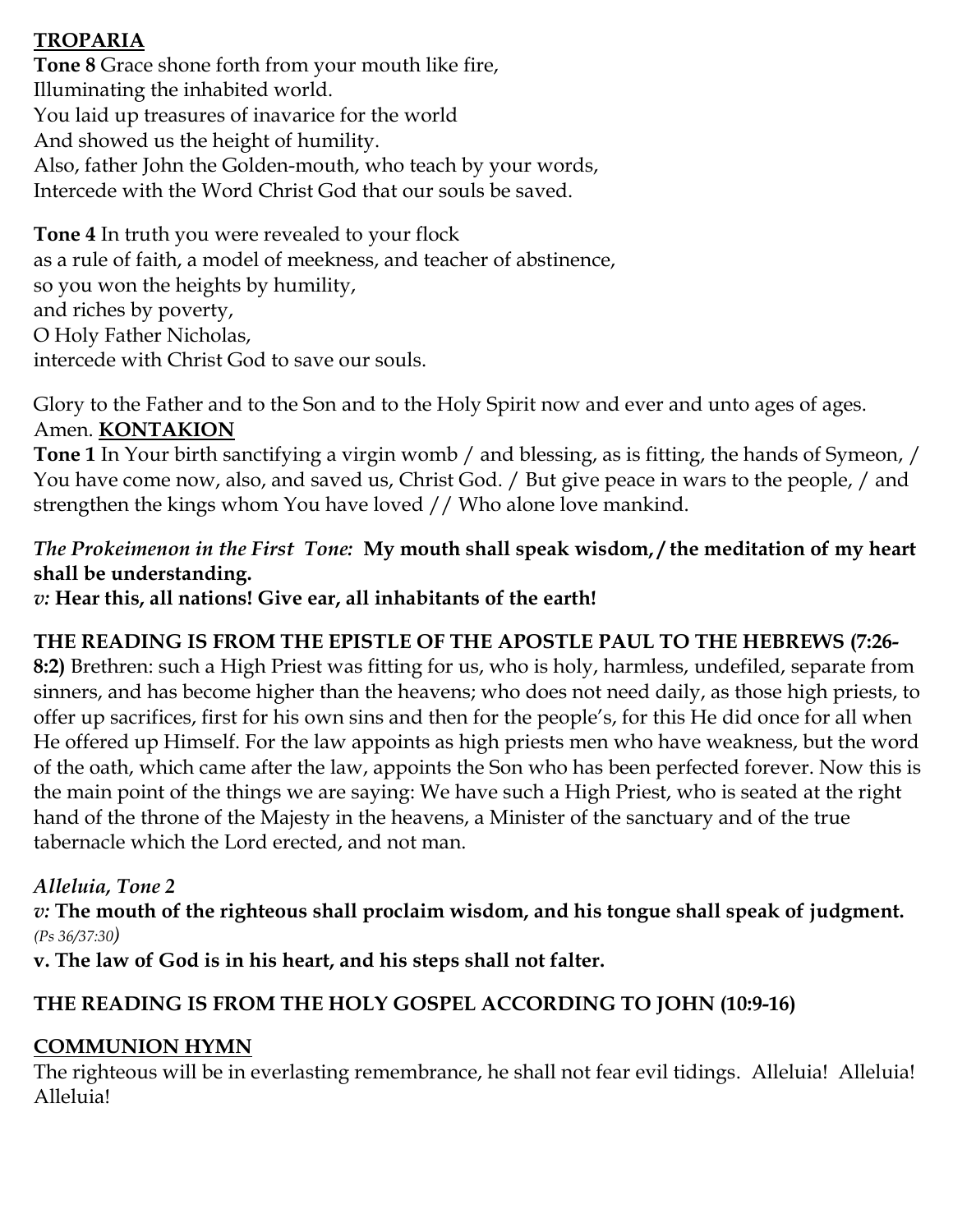## TROPARIA

**Tone 8** Grace shone forth from your mouth like fire,
Illuminating the inhabited world.
You laid up treasures of inavarice for the world
And showed us the height of humility.
Also, father John the Golden-mouth, who teach by your words,
Intercede with the Word Christ God that our souls be saved.

**Tone 4** In truth you were revealed to your flock
as a rule of faith, a model of meekness, and teacher of abstinence,
so you won the heights by humility,
and riches by poverty,
O Holy Father Nicholas,
intercede with Christ God to save our souls.

Glory to the Father and to the Son and to the Holy Spirit now and ever and unto ages of ages. Amen. **KONTAKION**

**Tone 1** In Your birth sanctifying a virgin womb / and blessing, as is fitting, the hands of Symeon, / You have come now, also, and saved us, Christ God. / But give peace in wars to the people, / and strengthen the kings whom You have loved // Who alone love mankind.

***The Prokeimenon in the First Tone:*** **My mouth shall speak wisdom, / the meditation of my heart shall be understanding.**

*v:* **Hear this, all nations! Give ear, all inhabitants of the earth!**

**THE READING IS FROM THE EPISTLE OF THE APOSTLE PAUL TO THE HEBREWS (7:26-8:2)** Brethren: such a High Priest was fitting for us, who is holy, harmless, undefiled, separate from sinners, and has become higher than the heavens; who does not need daily, as those high priests, to offer up sacrifices, first for his own sins and then for the people's, for this He did once for all when He offered up Himself. For the law appoints as high priests men who have weakness, but the word of the oath, which came after the law, appoints the Son who has been perfected forever. Now this is the main point of the things we are saying: We have such a High Priest, who is seated at the right hand of the throne of the Majesty in the heavens, a Minister of the sanctuary and of the true tabernacle which the Lord erected, and not man.

***Alleluia, Tone 2***

*v:* **The mouth of the righteous shall proclaim wisdom, and his tongue shall speak of judgment.** *(Ps 36/37:30)*

**v. The law of God is in his heart, and his steps shall not falter.**

**THE READING IS FROM THE HOLY GOSPEL ACCORDING TO JOHN (10:9-16)**

## COMMUNION HYMN

The righteous will be in everlasting remembrance, he shall not fear evil tidings. Alleluia! Alleluia! Alleluia!